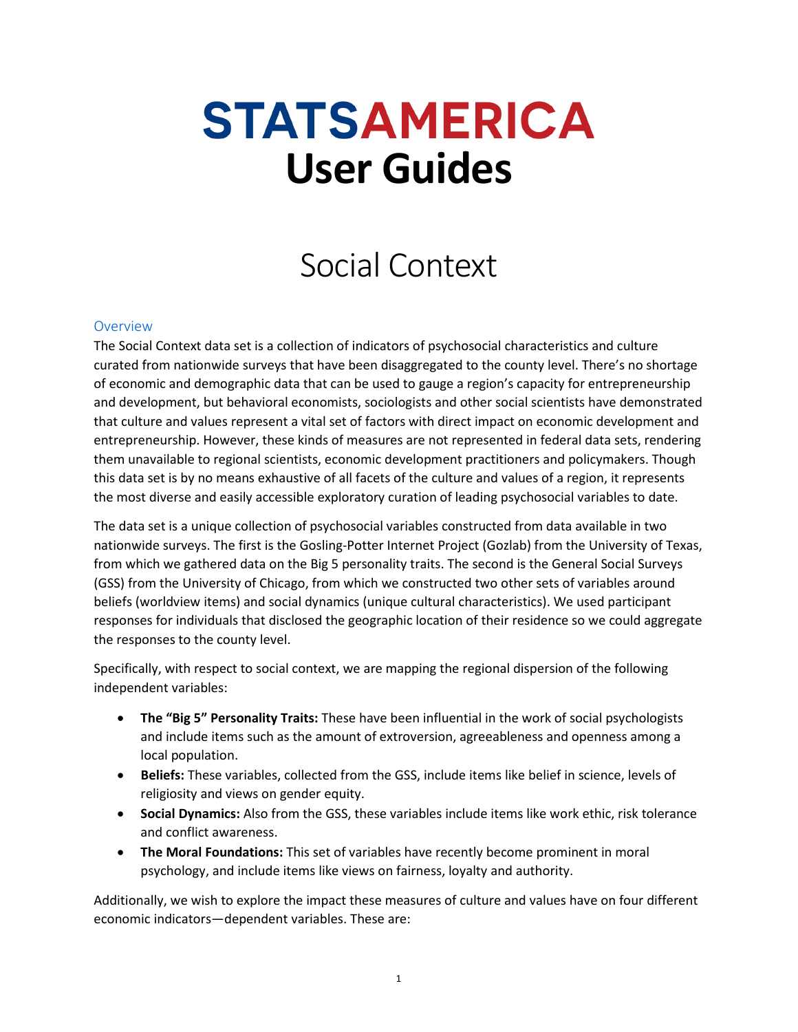# STATSAMERICA User Guides

# Social Context

## Overview

The Social Context data set is a collection of indicators of psychosocial characteristics and culture curated from nationwide surveys that have been disaggregated to the county level. There's no shortage of economic and demographic data that can be used to gauge a region's capacity for entrepreneurship and development, but behavioral economists, sociologists and other social scientists have demonstrated that culture and values represent a vital set of factors with direct impact on economic development and entrepreneurship. However, these kinds of measures are not represented in federal data sets, rendering them unavailable to regional scientists, economic development practitioners and policymakers. Though this data set is by no means exhaustive of all facets of the culture and values of a region, it represents the most diverse and easily accessible exploratory curation of leading psychosocial variables to date.

The data set is a unique collection of psychosocial variables constructed from data available in two nationwide surveys. The first is the Gosling-Potter Internet Project (Gozlab) from the University of Texas, from which we gathered data on the Big 5 personality traits. The second is the General Social Surveys (GSS) from the University of Chicago, from which we constructed two other sets of variables around beliefs (worldview items) and social dynamics (unique cultural characteristics). We used participant responses for individuals that disclosed the geographic location of their residence so we could aggregate the responses to the county level.

Specifically, with respect to social context, we are mapping the regional dispersion of the following independent variables:

- **The "Big 5" Personality Traits:** These have been influential in the work of social psychologists and include items such as the amount of extroversion, agreeableness and openness among a local population.
- **Beliefs:** These variables, collected from the GSS, include items like belief in science, levels of religiosity and views on gender equity.
- **Social Dynamics:** Also from the GSS, these variables include items like work ethic, risk tolerance and conflict awareness.
- **The Moral Foundations:** This set of variables have recently become prominent in moral psychology, and include items like views on fairness, loyalty and authority.

Additionally, we wish to explore the impact these measures of culture and values have on four different economic indicators—dependent variables. These are: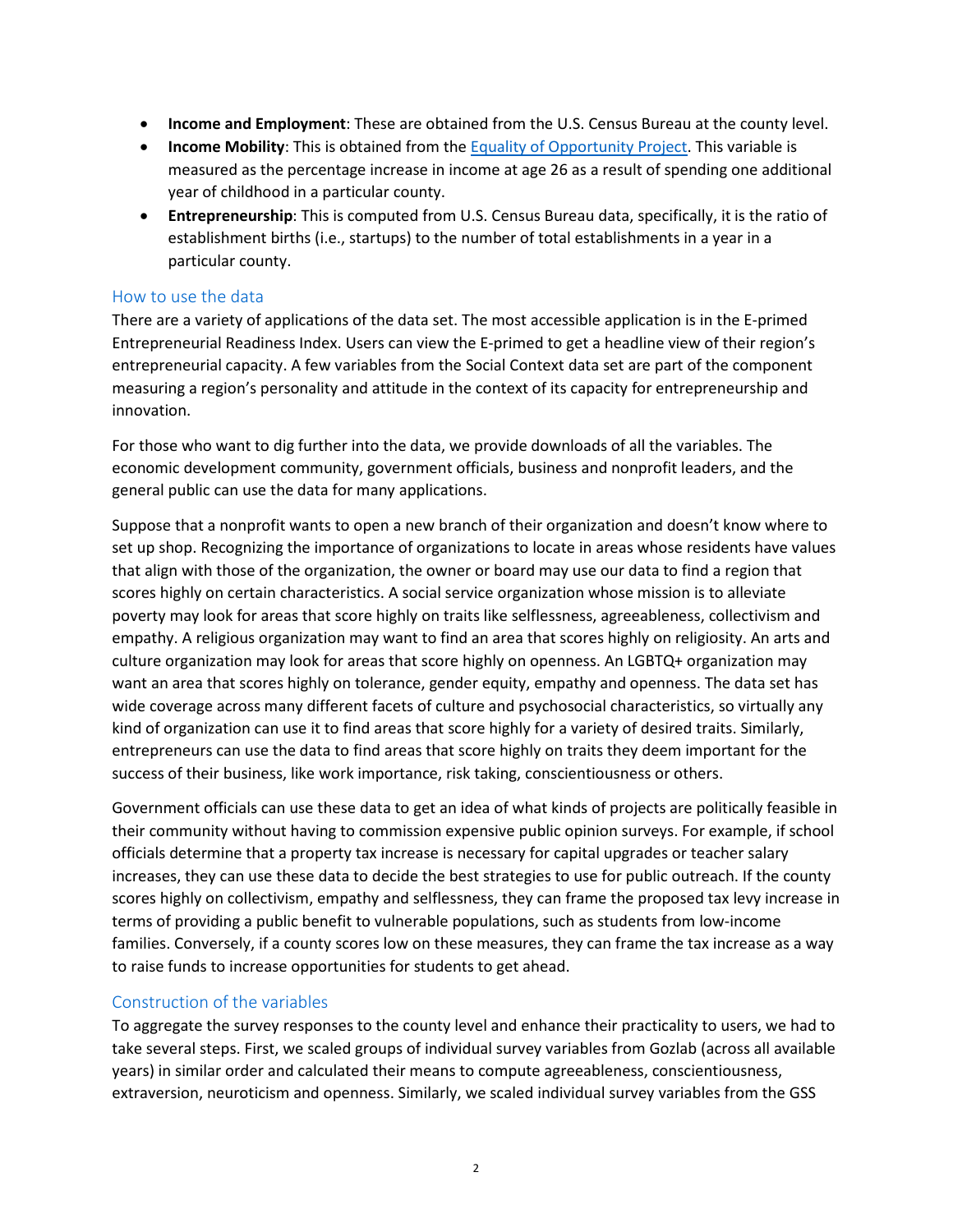- **Income and Employment**: These are obtained from the U.S. Census Bureau at the county level.
- **Income Mobility**: This is obtained from the [Equality of Opportunity Project](). This variable is measured as the percentage increase in income at age 26 as a result of spending one additional year of childhood in a particular county.
- **Entrepreneurship**: This is computed from U.S. Census Bureau data, specifically, it is the ratio of establishment births (i.e., startups) to the number of total establishments in a year in a particular county.

## How to use the data

There are a variety of applications of the data set. The most accessible application is in the E-primed Entrepreneurial Readiness Index. Users can view the E-primed to get a headline view of their region's entrepreneurial capacity. A few variables from the Social Context data set are part of the component measuring a region's personality and attitude in the context of its capacity for entrepreneurship and innovation.

For those who want to dig further into the data, we provide downloads of all the variables. The economic development community, government officials, business and nonprofit leaders, and the general public can use the data for many applications.

Suppose that a nonprofit wants to open a new branch of their organization and doesn't know where to set up shop. Recognizing the importance of organizations to locate in areas whose residents have values that align with those of the organization, the owner or board may use our data to find a region that scores highly on certain characteristics. A social service organization whose mission is to alleviate poverty may look for areas that score highly on traits like selflessness, agreeableness, collectivism and empathy. A religious organization may want to find an area that scores highly on religiosity. An arts and culture organization may look for areas that score highly on openness. An LGBTQ+ organization may want an area that scores highly on tolerance, gender equity, empathy and openness. The data set has wide coverage across many different facets of culture and psychosocial characteristics, so virtually any kind of organization can use it to find areas that score highly for a variety of desired traits. Similarly, entrepreneurs can use the data to find areas that score highly on traits they deem important for the success of their business, like work importance, risk taking, conscientiousness or others.

Government officials can use these data to get an idea of what kinds of projects are politically feasible in their community without having to commission expensive public opinion surveys. For example, if school officials determine that a property tax increase is necessary for capital upgrades or teacher salary increases, they can use these data to decide the best strategies to use for public outreach. If the county scores highly on collectivism, empathy and selflessness, they can frame the proposed tax levy increase in terms of providing a public benefit to vulnerable populations, such as students from low-income families. Conversely, if a county scores low on these measures, they can frame the tax increase as a way to raise funds to increase opportunities for students to get ahead.

## Construction of the variables

To aggregate the survey responses to the county level and enhance their practicality to users, we had to take several steps. First, we scaled groups of individual survey variables from Gozlab (across all available years) in similar order and calculated their means to compute agreeableness, conscientiousness, extraversion, neuroticism and openness. Similarly, we scaled individual survey variables from the GSS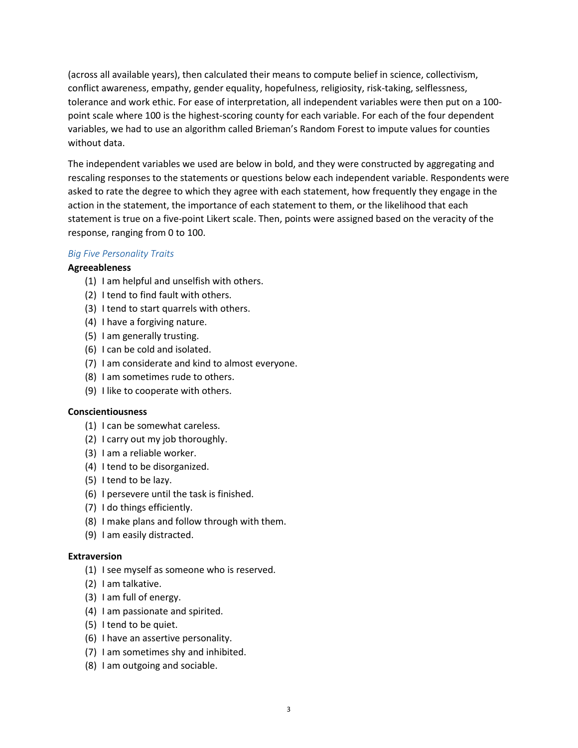(across all available years), then calculated their means to compute belief in science, collectivism, conflict awareness, empathy, gender equality, hopefulness, religiosity, risk-taking, selflessness, tolerance and work ethic. For ease of interpretation, all independent variables were then put on a 100-point scale where 100 is the highest-scoring county for each variable. For each of the four dependent variables, we had to use an algorithm called Brieman's Random Forest to impute values for counties without data.

The independent variables we used are below in bold, and they were constructed by aggregating and rescaling responses to the statements or questions below each independent variable. Respondents were asked to rate the degree to which they agree with each statement, how frequently they engage in the action in the statement, the importance of each statement to them, or the likelihood that each statement is true on a five-point Likert scale. Then, points were assigned based on the veracity of the response, ranging from 0 to 100.

### *Big Five Personality Traits*

**Agreeableness**

1. I am helpful and unselfish with others.
2. I tend to find fault with others.
3. I tend to start quarrels with others.
4. I have a forgiving nature.
5. I am generally trusting.
6. I can be cold and isolated.
7. I am considerate and kind to almost everyone.
8. I am sometimes rude to others.
9. I like to cooperate with others.

**Conscientiousness**

1. I can be somewhat careless.
2. I carry out my job thoroughly.
3. I am a reliable worker.
4. I tend to be disorganized.
5. I tend to be lazy.
6. I persevere until the task is finished.
7. I do things efficiently.
8. I make plans and follow through with them.
9. I am easily distracted.

**Extraversion**

1. I see myself as someone who is reserved.
2. I am talkative.
3. I am full of energy.
4. I am passionate and spirited.
5. I tend to be quiet.
6. I have an assertive personality.
7. I am sometimes shy and inhibited.
8. I am outgoing and sociable.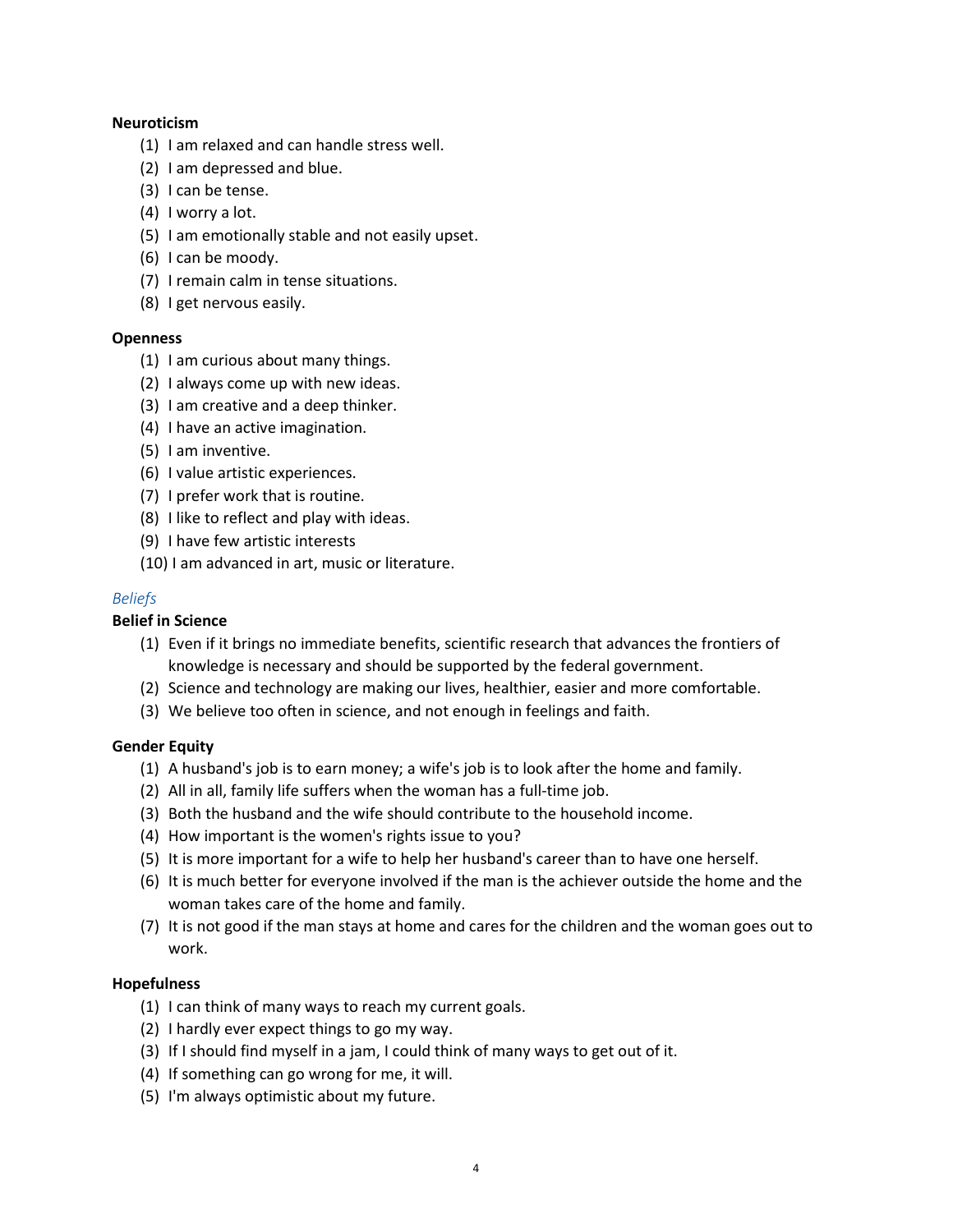**Neuroticism**

(1) I am relaxed and can handle stress well.
(2) I am depressed and blue.
(3) I can be tense.
(4) I worry a lot.
(5) I am emotionally stable and not easily upset.
(6) I can be moody.
(7) I remain calm in tense situations.
(8) I get nervous easily.

**Openness**

(1) I am curious about many things.
(2) I always come up with new ideas.
(3) I am creative and a deep thinker.
(4) I have an active imagination.
(5) I am inventive.
(6) I value artistic experiences.
(7) I prefer work that is routine.
(8) I like to reflect and play with ideas.
(9) I have few artistic interests
(10) I am advanced in art, music or literature.

*Beliefs*

**Belief in Science**

(1) Even if it brings no immediate benefits, scientific research that advances the frontiers of knowledge is necessary and should be supported by the federal government.
(2) Science and technology are making our lives, healthier, easier and more comfortable.
(3) We believe too often in science, and not enough in feelings and faith.

**Gender Equity**

(1) A husband's job is to earn money; a wife's job is to look after the home and family.
(2) All in all, family life suffers when the woman has a full-time job.
(3) Both the husband and the wife should contribute to the household income.
(4) How important is the women's rights issue to you?
(5) It is more important for a wife to help her husband's career than to have one herself.
(6) It is much better for everyone involved if the man is the achiever outside the home and the woman takes care of the home and family.
(7) It is not good if the man stays at home and cares for the children and the woman goes out to work.

**Hopefulness**

(1) I can think of many ways to reach my current goals.
(2) I hardly ever expect things to go my way.
(3) If I should find myself in a jam, I could think of many ways to get out of it.
(4) If something can go wrong for me, it will.
(5) I'm always optimistic about my future.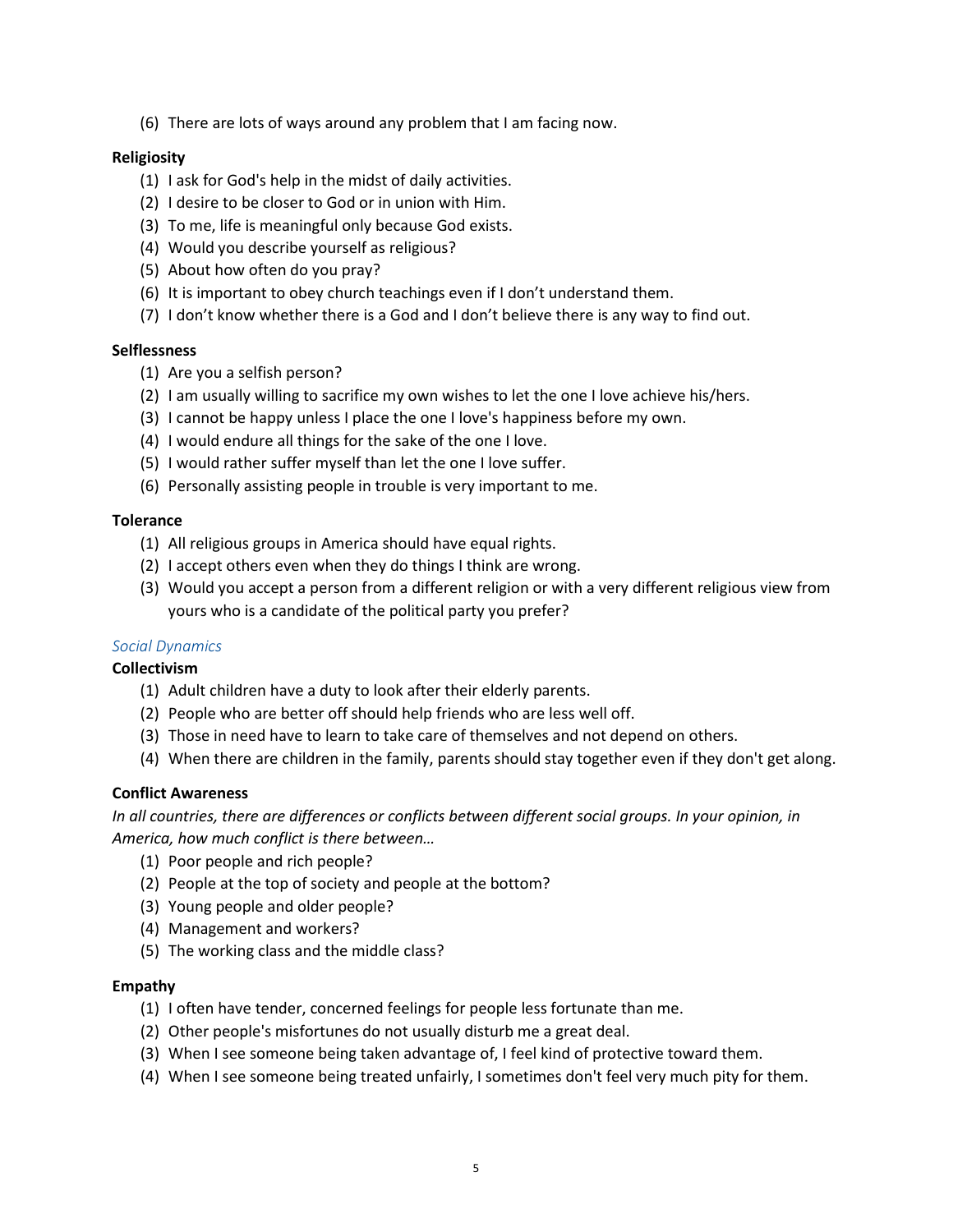(6) There are lots of ways around any problem that I am facing now.

**Religiosity**

(1) I ask for God's help in the midst of daily activities.
(2) I desire to be closer to God or in union with Him.
(3) To me, life is meaningful only because God exists.
(4) Would you describe yourself as religious?
(5) About how often do you pray?
(6) It is important to obey church teachings even if I don't understand them.
(7) I don't know whether there is a God and I don't believe there is any way to find out.

**Selflessness**

(1) Are you a selfish person?
(2) I am usually willing to sacrifice my own wishes to let the one I love achieve his/hers.
(3) I cannot be happy unless I place the one I love's happiness before my own.
(4) I would endure all things for the sake of the one I love.
(5) I would rather suffer myself than let the one I love suffer.
(6) Personally assisting people in trouble is very important to me.

**Tolerance**

(1) All religious groups in America should have equal rights.
(2) I accept others even when they do things I think are wrong.
(3) Would you accept a person from a different religion or with a very different religious view from yours who is a candidate of the political party you prefer?

### *Social Dynamics*

**Collectivism**

(1) Adult children have a duty to look after their elderly parents.
(2) People who are better off should help friends who are less well off.
(3) Those in need have to learn to take care of themselves and not depend on others.
(4) When there are children in the family, parents should stay together even if they don't get along.

**Conflict Awareness**

*In all countries, there are differences or conflicts between different social groups. In your opinion, in America, how much conflict is there between…*

(1) Poor people and rich people?
(2) People at the top of society and people at the bottom?
(3) Young people and older people?
(4) Management and workers?
(5) The working class and the middle class?

**Empathy**

(1) I often have tender, concerned feelings for people less fortunate than me.
(2) Other people's misfortunes do not usually disturb me a great deal.
(3) When I see someone being taken advantage of, I feel kind of protective toward them.
(4) When I see someone being treated unfairly, I sometimes don't feel very much pity for them.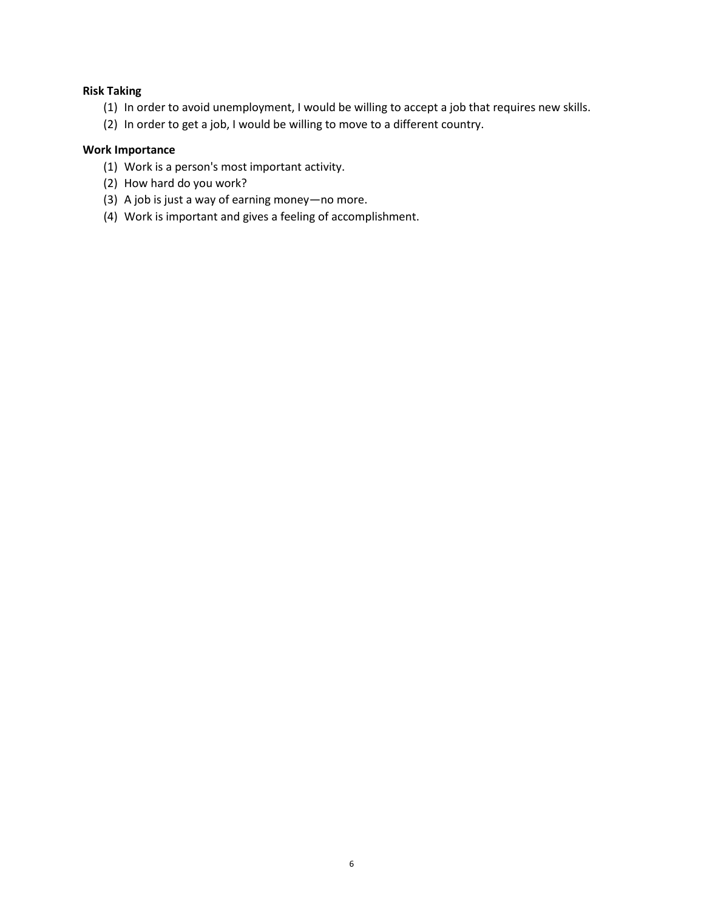**Risk Taking**

(1) In order to avoid unemployment, I would be willing to accept a job that requires new skills.
(2) In order to get a job, I would be willing to move to a different country.

**Work Importance**

(1) Work is a person's most important activity.
(2) How hard do you work?
(3) A job is just a way of earning money—no more.
(4) Work is important and gives a feeling of accomplishment.